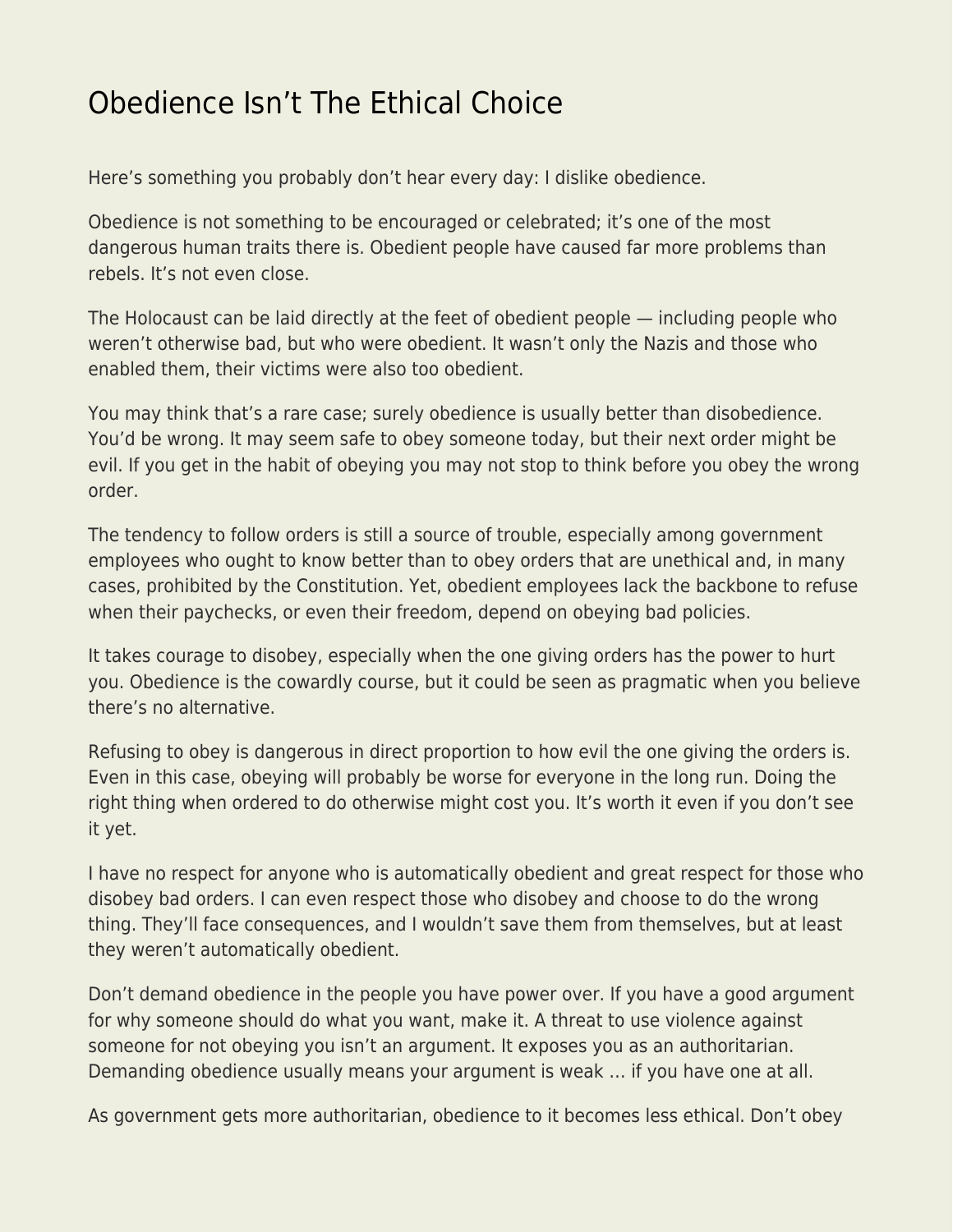# Obedience Isn't The Ethical Choice

Here's something you probably don't hear every day: I dislike obedience.

Obedience is not something to be encouraged or celebrated; it's one of the most dangerous human traits there is. Obedient people have caused far more problems than rebels. It's not even close.

The Holocaust can be laid directly at the feet of obedient people — including people who weren't otherwise bad, but who were obedient. It wasn't only the Nazis and those who enabled them, their victims were also too obedient.

You may think that's a rare case; surely obedience is usually better than disobedience. You'd be wrong. It may seem safe to obey someone today, but their next order might be evil. If you get in the habit of obeying you may not stop to think before you obey the wrong order.

The tendency to follow orders is still a source of trouble, especially among government employees who ought to know better than to obey orders that are unethical and, in many cases, prohibited by the Constitution. Yet, obedient employees lack the backbone to refuse when their paychecks, or even their freedom, depend on obeying bad policies.

It takes courage to disobey, especially when the one giving orders has the power to hurt you. Obedience is the cowardly course, but it could be seen as pragmatic when you believe there's no alternative.

Refusing to obey is dangerous in direct proportion to how evil the one giving the orders is. Even in this case, obeying will probably be worse for everyone in the long run. Doing the right thing when ordered to do otherwise might cost you. It's worth it even if you don't see it yet.

I have no respect for anyone who is automatically obedient and great respect for those who disobey bad orders. I can even respect those who disobey and choose to do the wrong thing. They'll face consequences, and I wouldn't save them from themselves, but at least they weren't automatically obedient.

Don't demand obedience in the people you have power over. If you have a good argument for why someone should do what you want, make it. A threat to use violence against someone for not obeying you isn't an argument. It exposes you as an authoritarian. Demanding obedience usually means your argument is weak … if you have one at all.

As government gets more authoritarian, obedience to it becomes less ethical. Don't obey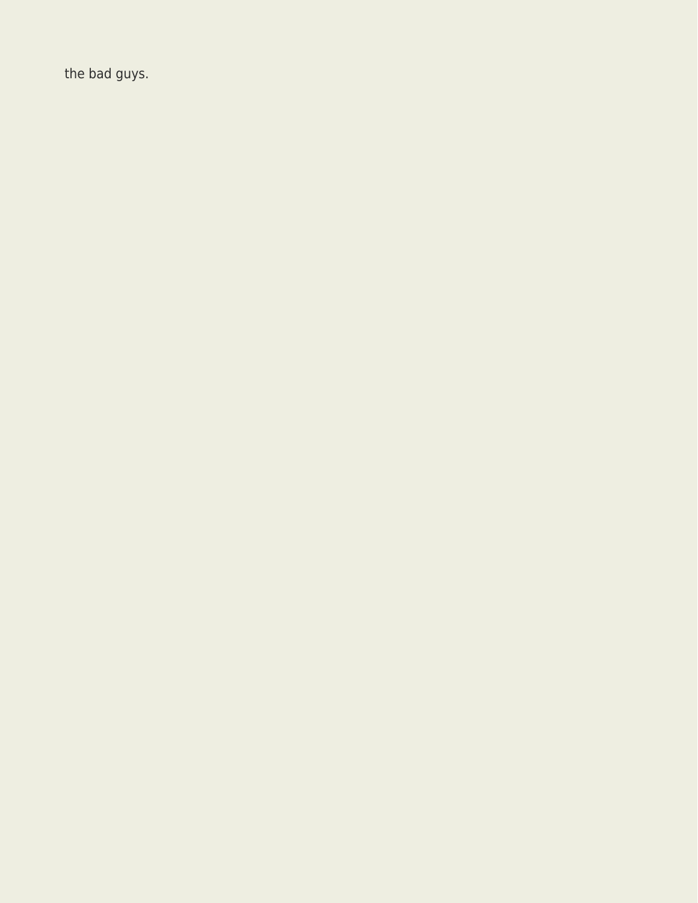the bad guys.